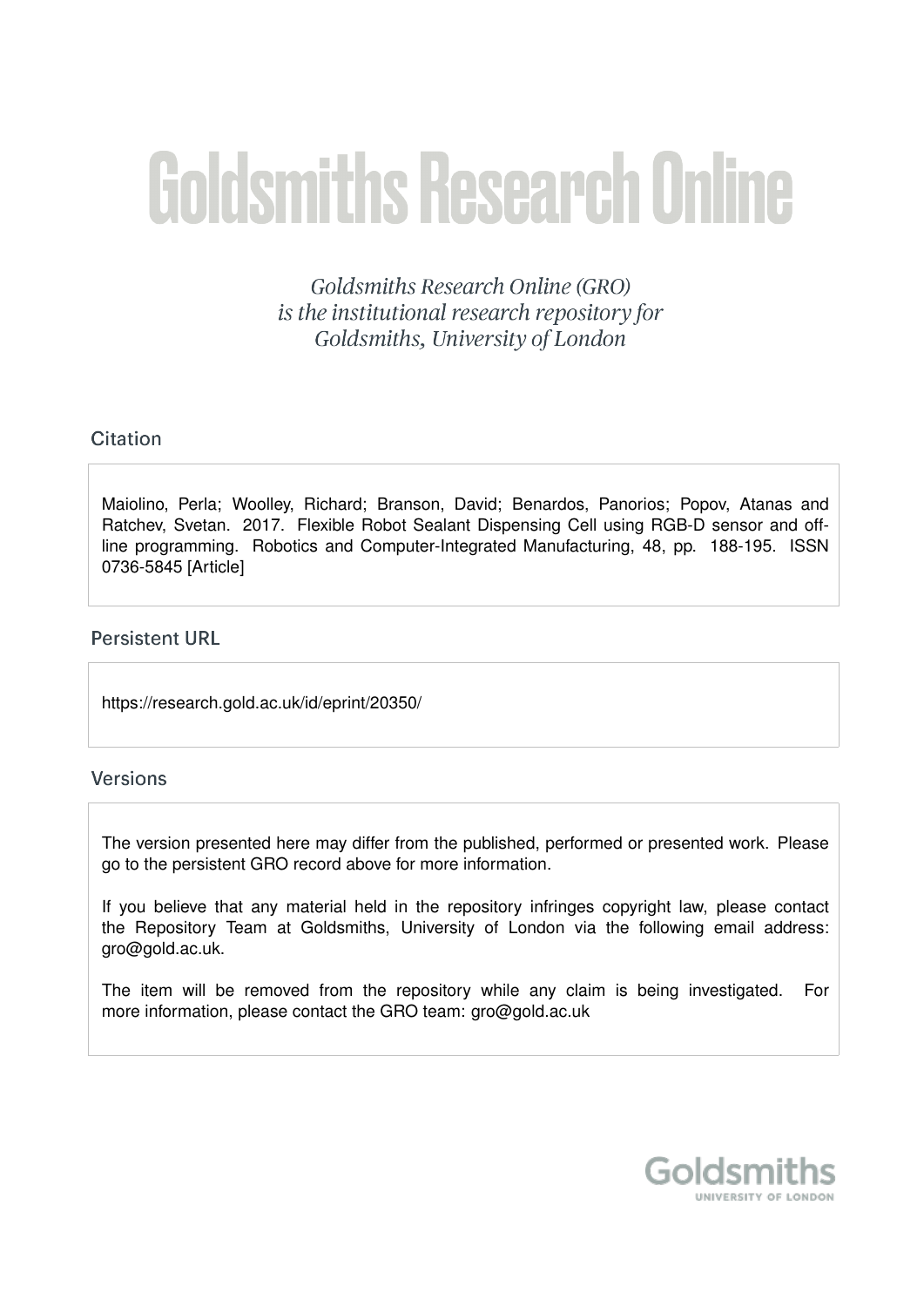# Goldsmiths Research Online

*Goldsmiths Research Online (GRO) is the institutional research repository for Goldsmiths, University of London*

## Citation

Maiolino, Perla; Woolley, Richard; Branson, David; Benardos, Panorios; Popov, Atanas and Ratchev, Svetan. 2017. Flexible Robot Sealant Dispensing Cell using RGB-D sensor and off-line programming. Robotics and Computer-Integrated Manufacturing, 48, pp. 188-195. ISSN 0736-5845 [Article]

## Persistent URL

https://research.gold.ac.uk/id/eprint/20350/

## Versions

The version presented here may differ from the published, performed or presented work. Please go to the persistent GRO record above for more information.

If you believe that any material held in the repository infringes copyright law, please contact the Repository Team at Goldsmiths, University of London via the following email address: gro@gold.ac.uk.

The item will be removed from the repository while any claim is being investigated. For more information, please contact the GRO team: gro@gold.ac.uk

Goldsmiths
UNIVERSITY OF LONDON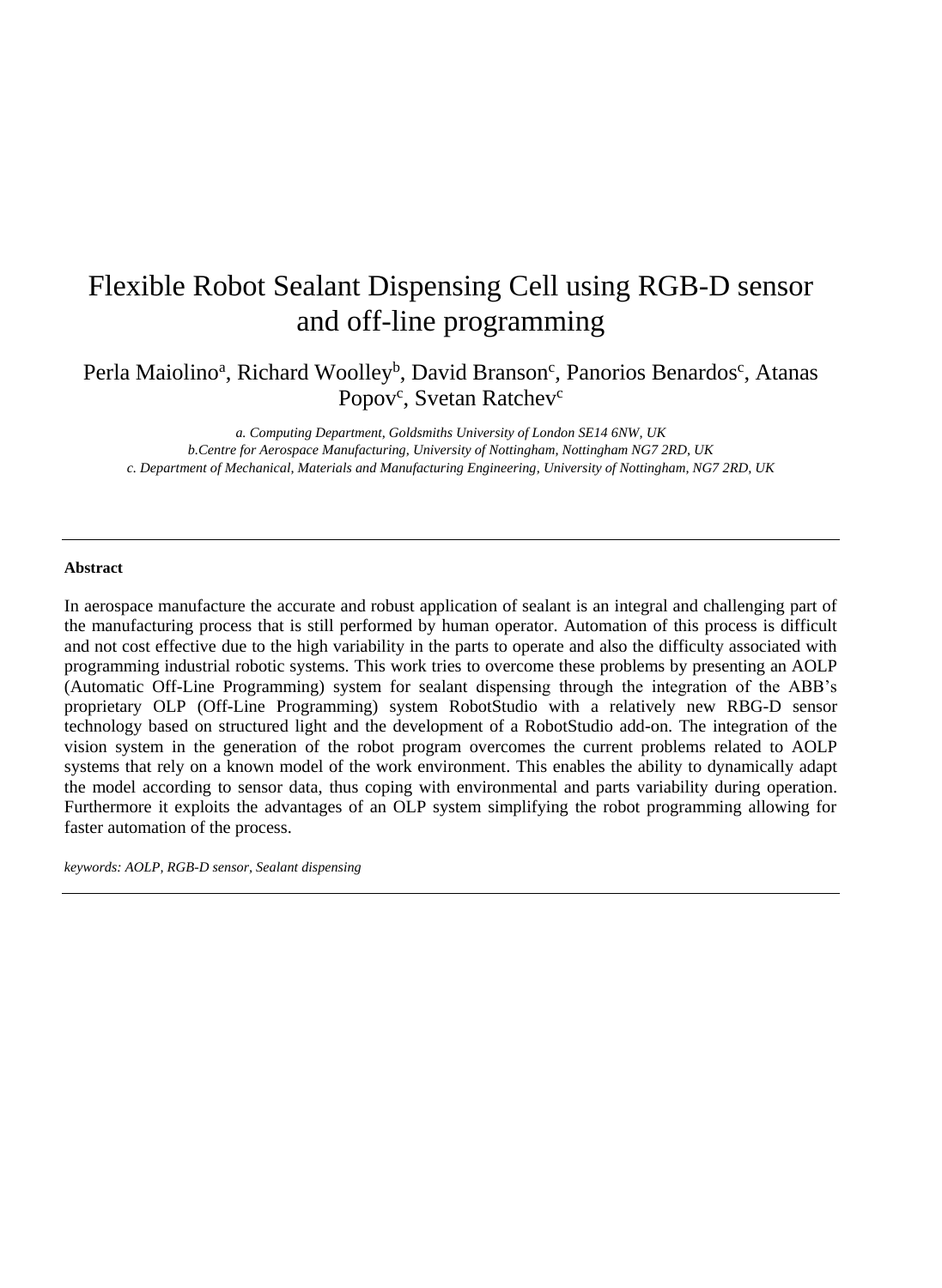# Flexible Robot Sealant Dispensing Cell using RGB-D sensor and off-line programming

Perla Maiolino[a], Richard Woolley[b], David Branson[c], Panorios Benardos[c], Atanas Popov[c], Svetan Ratchev[c]

*a. Computing Department, Goldsmiths University of London SE14 6NW, UK*
*b.Centre for Aerospace Manufacturing, University of Nottingham, Nottingham NG7 2RD, UK*
*c. Department of Mechanical, Materials and Manufacturing Engineering, University of Nottingham, NG7 2RD, UK*

---

**Abstract**

In aerospace manufacture the accurate and robust application of sealant is an integral and challenging part of the manufacturing process that is still performed by human operator. Automation of this process is difficult and not cost effective due to the high variability in the parts to operate and also the difficulty associated with programming industrial robotic systems. This work tries to overcome these problems by presenting an AOLP (Automatic Off-Line Programming) system for sealant dispensing through the integration of the ABB's proprietary OLP (Off-Line Programming) system RobotStudio with a relatively new RBG-D sensor technology based on structured light and the development of a RobotStudio add-on. The integration of the vision system in the generation of the robot program overcomes the current problems related to AOLP systems that rely on a known model of the work environment. This enables the ability to dynamically adapt the model according to sensor data, thus coping with environmental and parts variability during operation. Furthermore it exploits the advantages of an OLP system simplifying the robot programming allowing for faster automation of the process.

*keywords: AOLP, RGB-D sensor, Sealant dispensing*

---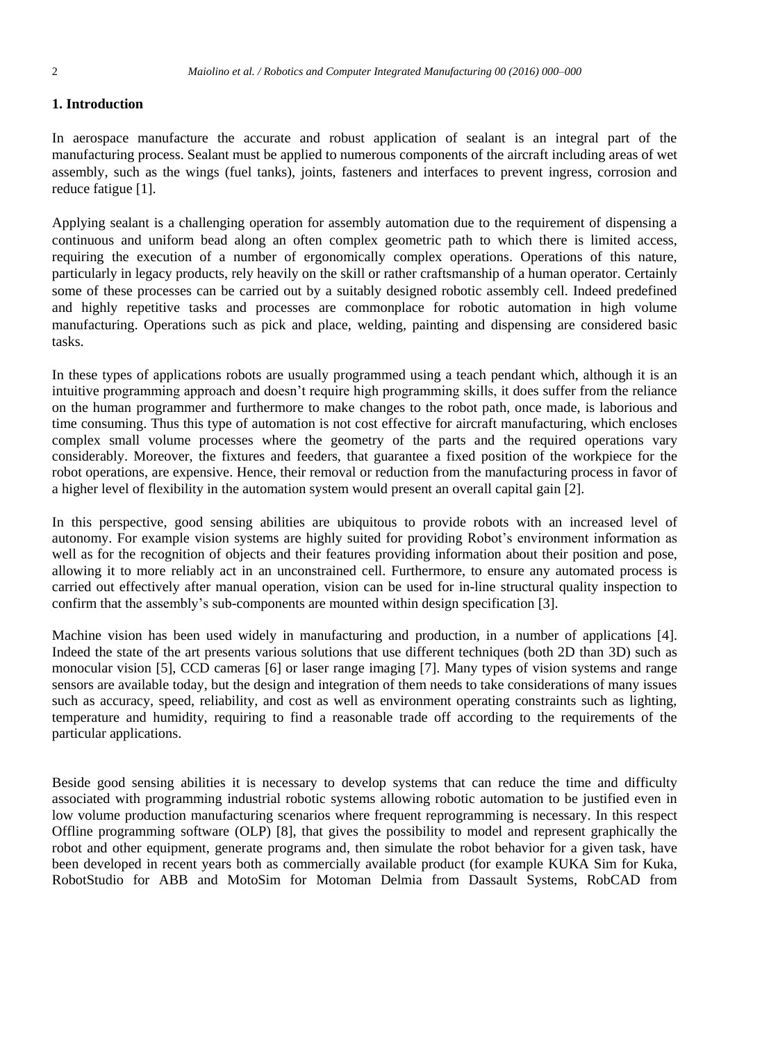## 1. Introduction

In aerospace manufacture the accurate and robust application of sealant is an integral part of the manufacturing process. Sealant must be applied to numerous components of the aircraft including areas of wet assembly, such as the wings (fuel tanks), joints, fasteners and interfaces to prevent ingress, corrosion and reduce fatigue [1].

Applying sealant is a challenging operation for assembly automation due to the requirement of dispensing a continuous and uniform bead along an often complex geometric path to which there is limited access, requiring the execution of a number of ergonomically complex operations. Operations of this nature, particularly in legacy products, rely heavily on the skill or rather craftsmanship of a human operator. Certainly some of these processes can be carried out by a suitably designed robotic assembly cell. Indeed predefined and highly repetitive tasks and processes are commonplace for robotic automation in high volume manufacturing. Operations such as pick and place, welding, painting and dispensing are considered basic tasks.

In these types of applications robots are usually programmed using a teach pendant which, although it is an intuitive programming approach and doesn't require high programming skills, it does suffer from the reliance on the human programmer and furthermore to make changes to the robot path, once made, is laborious and time consuming. Thus this type of automation is not cost effective for aircraft manufacturing, which encloses complex small volume processes where the geometry of the parts and the required operations vary considerably. Moreover, the fixtures and feeders, that guarantee a fixed position of the workpiece for the robot operations, are expensive. Hence, their removal or reduction from the manufacturing process in favor of a higher level of flexibility in the automation system would present an overall capital gain [2].

In this perspective, good sensing abilities are ubiquitous to provide robots with an increased level of autonomy. For example vision systems are highly suited for providing Robot's environment information as well as for the recognition of objects and their features providing information about their position and pose, allowing it to more reliably act in an unconstrained cell. Furthermore, to ensure any automated process is carried out effectively after manual operation, vision can be used for in-line structural quality inspection to confirm that the assembly's sub-components are mounted within design specification [3].

Machine vision has been used widely in manufacturing and production, in a number of applications [4]. Indeed the state of the art presents various solutions that use different techniques (both 2D than 3D) such as monocular vision [5], CCD cameras [6] or laser range imaging [7]. Many types of vision systems and range sensors are available today, but the design and integration of them needs to take considerations of many issues such as accuracy, speed, reliability, and cost as well as environment operating constraints such as lighting, temperature and humidity, requiring to find a reasonable trade off according to the requirements of the particular applications.

Beside good sensing abilities it is necessary to develop systems that can reduce the time and difficulty associated with programming industrial robotic systems allowing robotic automation to be justified even in low volume production manufacturing scenarios where frequent reprogramming is necessary. In this respect Offline programming software (OLP) [8], that gives the possibility to model and represent graphically the robot and other equipment, generate programs and, then simulate the robot behavior for a given task, have been developed in recent years both as commercially available product (for example KUKA Sim for Kuka, RobotStudio for ABB and MotoSim for Motoman Delmia from Dassault Systems, RobCAD from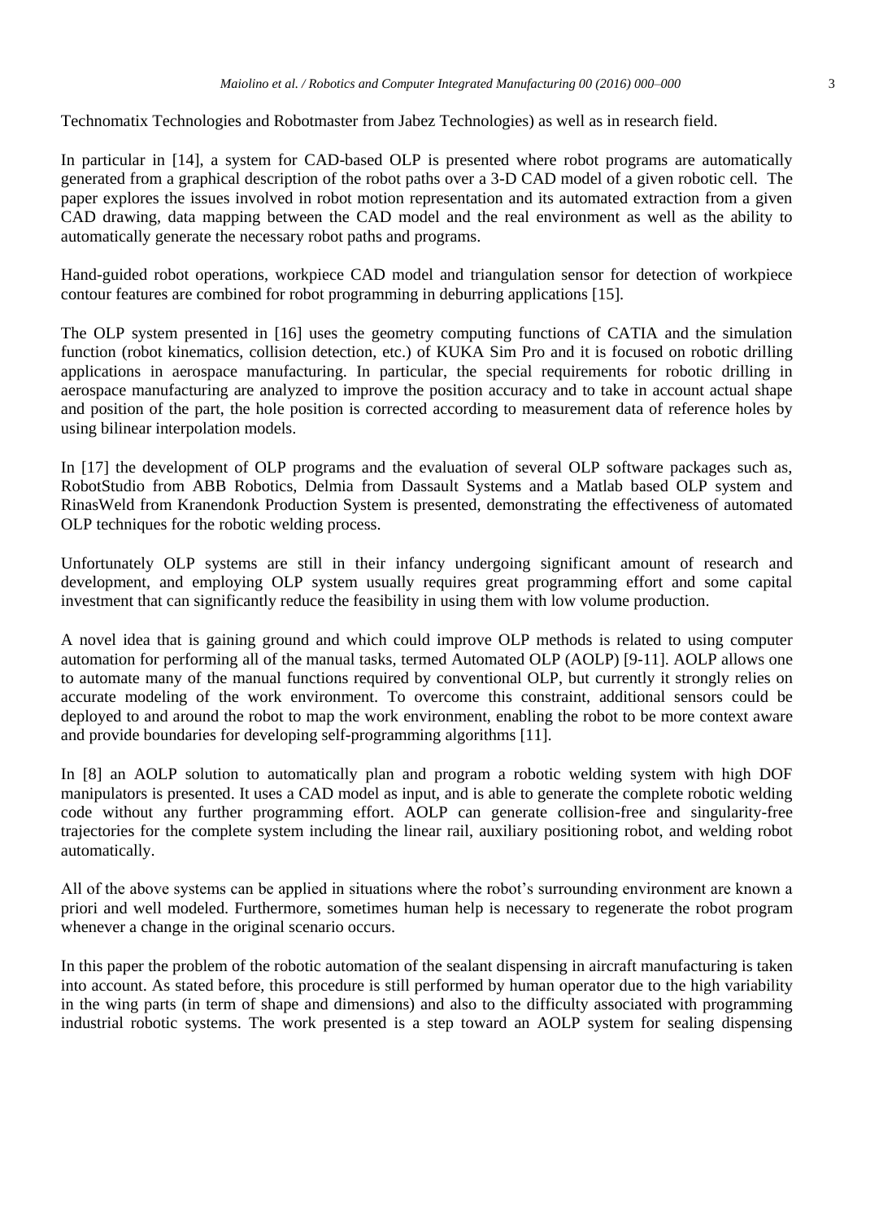Technomatix Technologies and Robotmaster from Jabez Technologies) as well as in research field.

In particular in [14], a system for CAD-based OLP is presented where robot programs are automatically generated from a graphical description of the robot paths over a 3-D CAD model of a given robotic cell. The paper explores the issues involved in robot motion representation and its automated extraction from a given CAD drawing, data mapping between the CAD model and the real environment as well as the ability to automatically generate the necessary robot paths and programs.

Hand-guided robot operations, workpiece CAD model and triangulation sensor for detection of workpiece contour features are combined for robot programming in deburring applications [15].

The OLP system presented in [16] uses the geometry computing functions of CATIA and the simulation function (robot kinematics, collision detection, etc.) of KUKA Sim Pro and it is focused on robotic drilling applications in aerospace manufacturing. In particular, the special requirements for robotic drilling in aerospace manufacturing are analyzed to improve the position accuracy and to take in account actual shape and position of the part, the hole position is corrected according to measurement data of reference holes by using bilinear interpolation models.

In [17] the development of OLP programs and the evaluation of several OLP software packages such as, RobotStudio from ABB Robotics, Delmia from Dassault Systems and a Matlab based OLP system and RinasWeld from Kranendonk Production System is presented, demonstrating the effectiveness of automated OLP techniques for the robotic welding process.

Unfortunately OLP systems are still in their infancy undergoing significant amount of research and development, and employing OLP system usually requires great programming effort and some capital investment that can significantly reduce the feasibility in using them with low volume production.

A novel idea that is gaining ground and which could improve OLP methods is related to using computer automation for performing all of the manual tasks, termed Automated OLP (AOLP) [9-11]. AOLP allows one to automate many of the manual functions required by conventional OLP, but currently it strongly relies on accurate modeling of the work environment. To overcome this constraint, additional sensors could be deployed to and around the robot to map the work environment, enabling the robot to be more context aware and provide boundaries for developing self-programming algorithms [11].

In [8] an AOLP solution to automatically plan and program a robotic welding system with high DOF manipulators is presented. It uses a CAD model as input, and is able to generate the complete robotic welding code without any further programming effort. AOLP can generate collision-free and singularity-free trajectories for the complete system including the linear rail, auxiliary positioning robot, and welding robot automatically.

All of the above systems can be applied in situations where the robot's surrounding environment are known a priori and well modeled. Furthermore, sometimes human help is necessary to regenerate the robot program whenever a change in the original scenario occurs.

In this paper the problem of the robotic automation of the sealant dispensing in aircraft manufacturing is taken into account. As stated before, this procedure is still performed by human operator due to the high variability in the wing parts (in term of shape and dimensions) and also to the difficulty associated with programming industrial robotic systems. The work presented is a step toward an AOLP system for sealing dispensing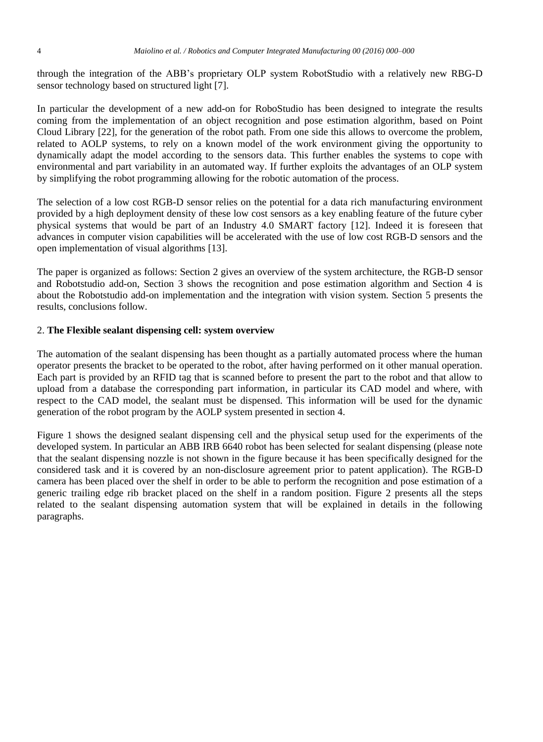through the integration of the ABB's proprietary OLP system RobotStudio with a relatively new RBG-D sensor technology based on structured light [7].

In particular the development of a new add-on for RoboStudio has been designed to integrate the results coming from the implementation of an object recognition and pose estimation algorithm, based on Point Cloud Library [22], for the generation of the robot path. From one side this allows to overcome the problem, related to AOLP systems, to rely on a known model of the work environment giving the opportunity to dynamically adapt the model according to the sensors data. This further enables the systems to cope with environmental and part variability in an automated way. If further exploits the advantages of an OLP system by simplifying the robot programming allowing for the robotic automation of the process.

The selection of a low cost RGB-D sensor relies on the potential for a data rich manufacturing environment provided by a high deployment density of these low cost sensors as a key enabling feature of the future cyber physical systems that would be part of an Industry 4.0 SMART factory [12]. Indeed it is foreseen that advances in computer vision capabilities will be accelerated with the use of low cost RGB-D sensors and the open implementation of visual algorithms [13].

The paper is organized as follows: Section 2 gives an overview of the system architecture, the RGB-D sensor and Robotstudio add-on, Section 3 shows the recognition and pose estimation algorithm and Section 4 is about the Robotstudio add-on implementation and the integration with vision system. Section 5 presents the results, conclusions follow.

## 2. **The Flexible sealant dispensing cell: system overview**

The automation of the sealant dispensing has been thought as a partially automated process where the human operator presents the bracket to be operated to the robot, after having performed on it other manual operation. Each part is provided by an RFID tag that is scanned before to present the part to the robot and that allow to upload from a database the corresponding part information, in particular its CAD model and where, with respect to the CAD model, the sealant must be dispensed. This information will be used for the dynamic generation of the robot program by the AOLP system presented in section 4.

Figure 1 shows the designed sealant dispensing cell and the physical setup used for the experiments of the developed system. In particular an ABB IRB 6640 robot has been selected for sealant dispensing (please note that the sealant dispensing nozzle is not shown in the figure because it has been specifically designed for the considered task and it is covered by an non-disclosure agreement prior to patent application). The RGB-D camera has been placed over the shelf in order to be able to perform the recognition and pose estimation of a generic trailing edge rib bracket placed on the shelf in a random position. Figure 2 presents all the steps related to the sealant dispensing automation system that will be explained in details in the following paragraphs.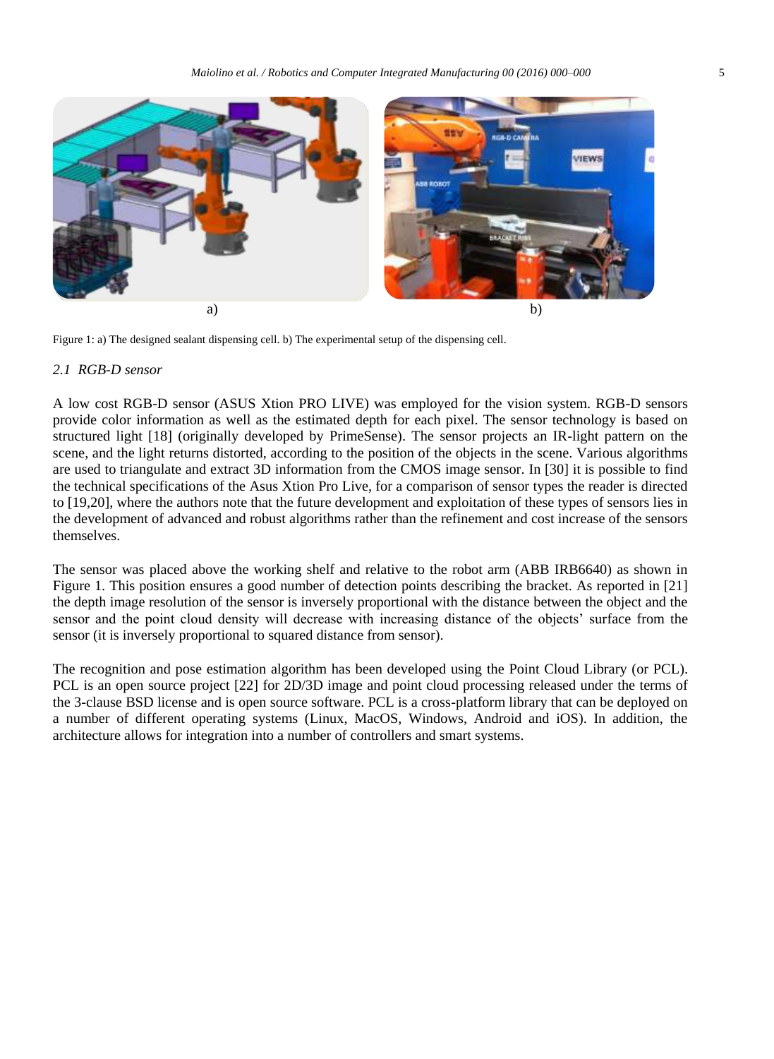a) b)

Figure 1: a) The designed sealant dispensing cell. b) The experimental setup of the dispensing cell.

### *2.1 RGB-D sensor*

A low cost RGB-D sensor (ASUS Xtion PRO LIVE) was employed for the vision system. RGB-D sensors provide color information as well as the estimated depth for each pixel. The sensor technology is based on structured light [18] (originally developed by PrimeSense). The sensor projects an IR-light pattern on the scene, and the light returns distorted, according to the position of the objects in the scene. Various algorithms are used to triangulate and extract 3D information from the CMOS image sensor. In [30] it is possible to find the technical specifications of the Asus Xtion Pro Live, for a comparison of sensor types the reader is directed to [19,20], where the authors note that the future development and exploitation of these types of sensors lies in the development of advanced and robust algorithms rather than the refinement and cost increase of the sensors themselves.

The sensor was placed above the working shelf and relative to the robot arm (ABB IRB6640) as shown in Figure 1. This position ensures a good number of detection points describing the bracket. As reported in [21] the depth image resolution of the sensor is inversely proportional with the distance between the object and the sensor and the point cloud density will decrease with increasing distance of the objects' surface from the sensor (it is inversely proportional to squared distance from sensor).

The recognition and pose estimation algorithm has been developed using the Point Cloud Library (or PCL). PCL is an open source project [22] for 2D/3D image and point cloud processing released under the terms of the 3-clause BSD license and is open source software. PCL is a cross-platform library that can be deployed on a number of different operating systems (Linux, MacOS, Windows, Android and iOS). In addition, the architecture allows for integration into a number of controllers and smart systems.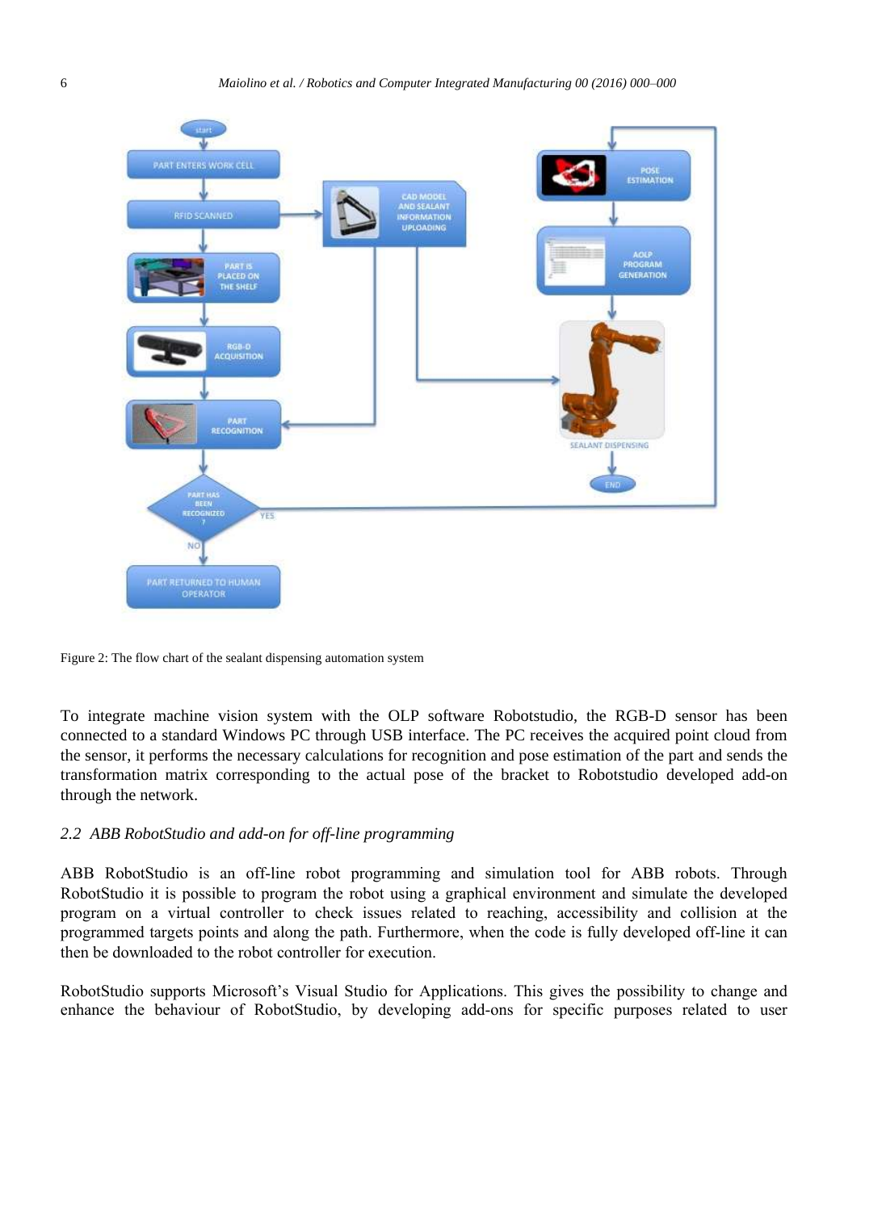Figure 2: The flow chart of the sealant dispensing automation system

To integrate machine vision system with the OLP software Robotstudio, the RGB-D sensor has been connected to a standard Windows PC through USB interface. The PC receives the acquired point cloud from the sensor, it performs the necessary calculations for recognition and pose estimation of the part and sends the transformation matrix corresponding to the actual pose of the bracket to Robotstudio developed add-on through the network.

### *2.2 ABB RobotStudio and add-on for off-line programming*

ABB RobotStudio is an off-line robot programming and simulation tool for ABB robots. Through RobotStudio it is possible to program the robot using a graphical environment and simulate the developed program on a virtual controller to check issues related to reaching, accessibility and collision at the programmed targets points and along the path. Furthermore, when the code is fully developed off-line it can then be downloaded to the robot controller for execution.

RobotStudio supports Microsoft's Visual Studio for Applications. This gives the possibility to change and enhance the behaviour of RobotStudio, by developing add-ons for specific purposes related to user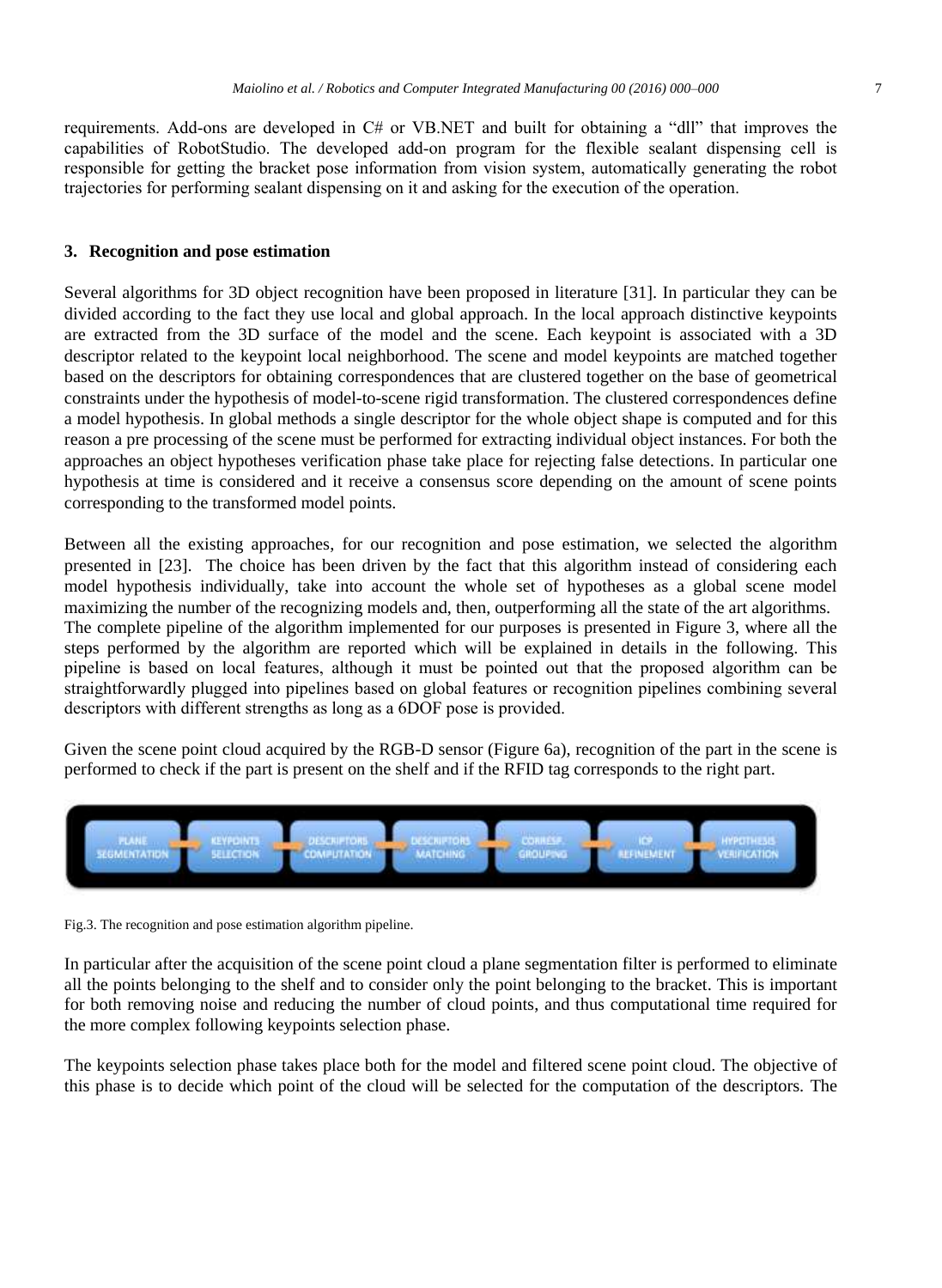requirements. Add-ons are developed in C# or VB.NET and built for obtaining a "dll" that improves the capabilities of RobotStudio. The developed add-on program for the flexible sealant dispensing cell is responsible for getting the bracket pose information from vision system, automatically generating the robot trajectories for performing sealant dispensing on it and asking for the execution of the operation.

## 3. Recognition and pose estimation

Several algorithms for 3D object recognition have been proposed in literature [31]. In particular they can be divided according to the fact they use local and global approach. In the local approach distinctive keypoints are extracted from the 3D surface of the model and the scene. Each keypoint is associated with a 3D descriptor related to the keypoint local neighborhood. The scene and model keypoints are matched together based on the descriptors for obtaining correspondences that are clustered together on the base of geometrical constraints under the hypothesis of model-to-scene rigid transformation. The clustered correspondences define a model hypothesis. In global methods a single descriptor for the whole object shape is computed and for this reason a pre processing of the scene must be performed for extracting individual object instances. For both the approaches an object hypotheses verification phase take place for rejecting false detections. In particular one hypothesis at time is considered and it receive a consensus score depending on the amount of scene points corresponding to the transformed model points.

Between all the existing approaches, for our recognition and pose estimation, we selected the algorithm presented in [23]. The choice has been driven by the fact that this algorithm instead of considering each model hypothesis individually, take into account the whole set of hypotheses as a global scene model maximizing the number of the recognizing models and, then, outperforming all the state of the art algorithms. The complete pipeline of the algorithm implemented for our purposes is presented in Figure 3, where all the steps performed by the algorithm are reported which will be explained in details in the following. This pipeline is based on local features, although it must be pointed out that the proposed algorithm can be straightforwardly plugged into pipelines based on global features or recognition pipelines combining several descriptors with different strengths as long as a 6DOF pose is provided.

Given the scene point cloud acquired by the RGB-D sensor (Figure 6a), recognition of the part in the scene is performed to check if the part is present on the shelf and if the RFID tag corresponds to the right part.

PLANE SEGMENTATION → KEYPOINTS SELECTION → DESCRIPTORS COMPUTATION → DESCRIPTORS MATCHING → CORRESP. GROUPING → ICP REFINEMENT → HYPOTHESIS VERIFICATION

Fig.3. The recognition and pose estimation algorithm pipeline.

In particular after the acquisition of the scene point cloud a plane segmentation filter is performed to eliminate all the points belonging to the shelf and to consider only the point belonging to the bracket. This is important for both removing noise and reducing the number of cloud points, and thus computational time required for the more complex following keypoints selection phase.

The keypoints selection phase takes place both for the model and filtered scene point cloud. The objective of this phase is to decide which point of the cloud will be selected for the computation of the descriptors. The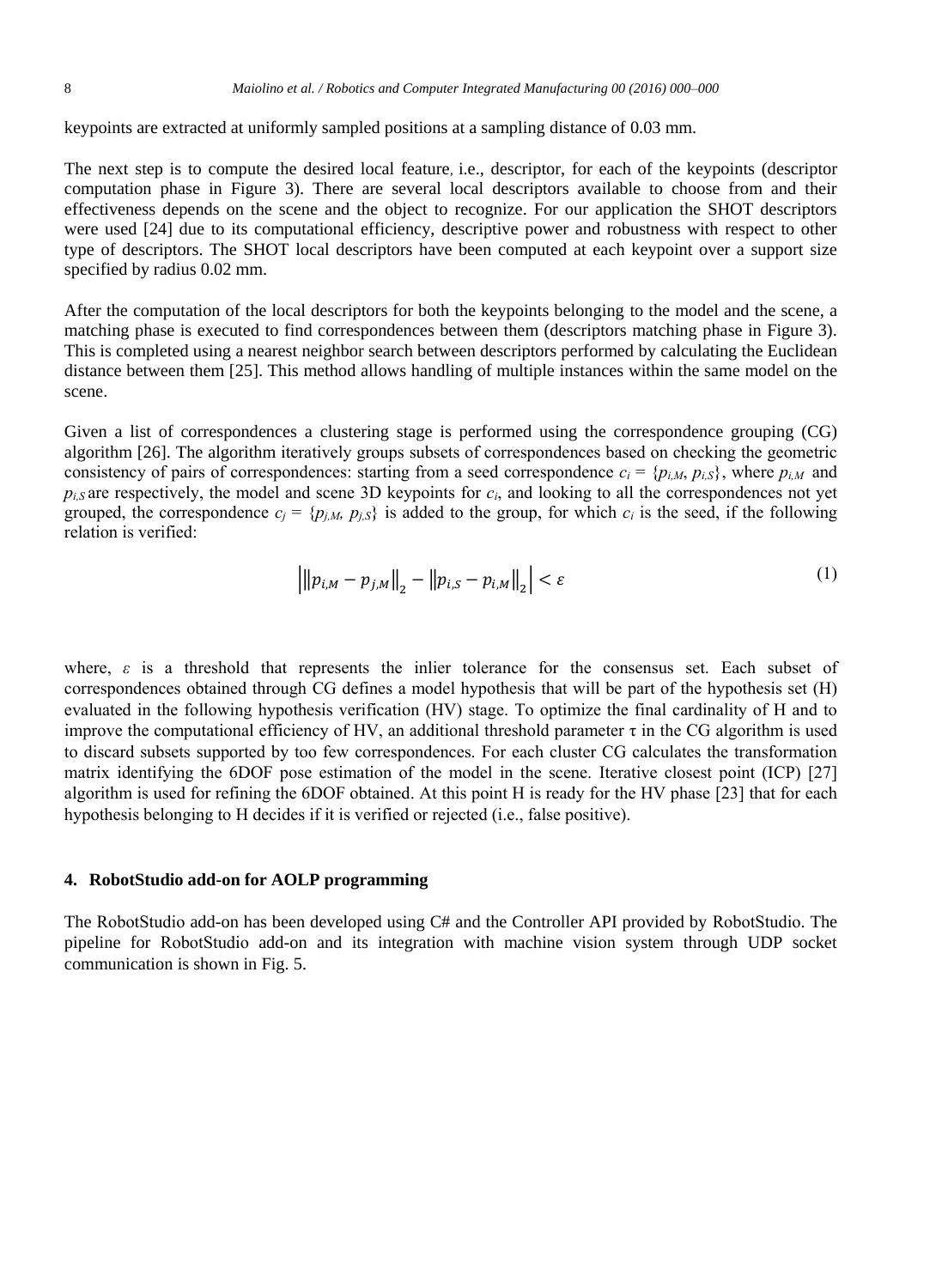keypoints are extracted at uniformly sampled positions at a sampling distance of 0.03 mm.

The next step is to compute the desired local feature, i.e., descriptor, for each of the keypoints (descriptor computation phase in Figure 3). There are several local descriptors available to choose from and their effectiveness depends on the scene and the object to recognize. For our application the SHOT descriptors were used [24] due to its computational efficiency, descriptive power and robustness with respect to other type of descriptors. The SHOT local descriptors have been computed at each keypoint over a support size specified by radius 0.02 mm.

After the computation of the local descriptors for both the keypoints belonging to the model and the scene, a matching phase is executed to find correspondences between them (descriptors matching phase in Figure 3). This is completed using a nearest neighbor search between descriptors performed by calculating the Euclidean distance between them [25]. This method allows handling of multiple instances within the same model on the scene.

Given a list of correspondences a clustering stage is performed using the correspondence grouping (CG) algorithm [26]. The algorithm iteratively groups subsets of correspondences based on checking the geometric consistency of pairs of correspondences: starting from a seed correspondence $c_i = \{p_{i,M}, p_{i,S}\}$, where $p_{i,M}$ and $p_{i,S}$ are respectively, the model and scene 3D keypoints for $c_i$, and looking to all the correspondences not yet grouped, the correspondence $c_j = \{p_{j,M}, p_{j,S}\}$ is added to the group, for which $c_i$ is the seed, if the following relation is verified:

$$\left| \left\| p_{i,M} - p_{j,M} \right\|_2 - \left\| p_{i,S} - p_{i,M} \right\|_2 \right| < \varepsilon \tag{1}$$

where, $\varepsilon$ is a threshold that represents the inlier tolerance for the consensus set. Each subset of correspondences obtained through CG defines a model hypothesis that will be part of the hypothesis set (H) evaluated in the following hypothesis verification (HV) stage. To optimize the final cardinality of H and to improve the computational efficiency of HV, an additional threshold parameter $\tau$ in the CG algorithm is used to discard subsets supported by too few correspondences. For each cluster CG calculates the transformation matrix identifying the 6DOF pose estimation of the model in the scene. Iterative closest point (ICP) [27] algorithm is used for refining the 6DOF obtained. At this point H is ready for the HV phase [23] that for each hypothesis belonging to H decides if it is verified or rejected (i.e., false positive).

## 4. RobotStudio add-on for AOLP programming

The RobotStudio add-on has been developed using C# and the Controller API provided by RobotStudio. The pipeline for RobotStudio add-on and its integration with machine vision system through UDP socket communication is shown in Fig. 5.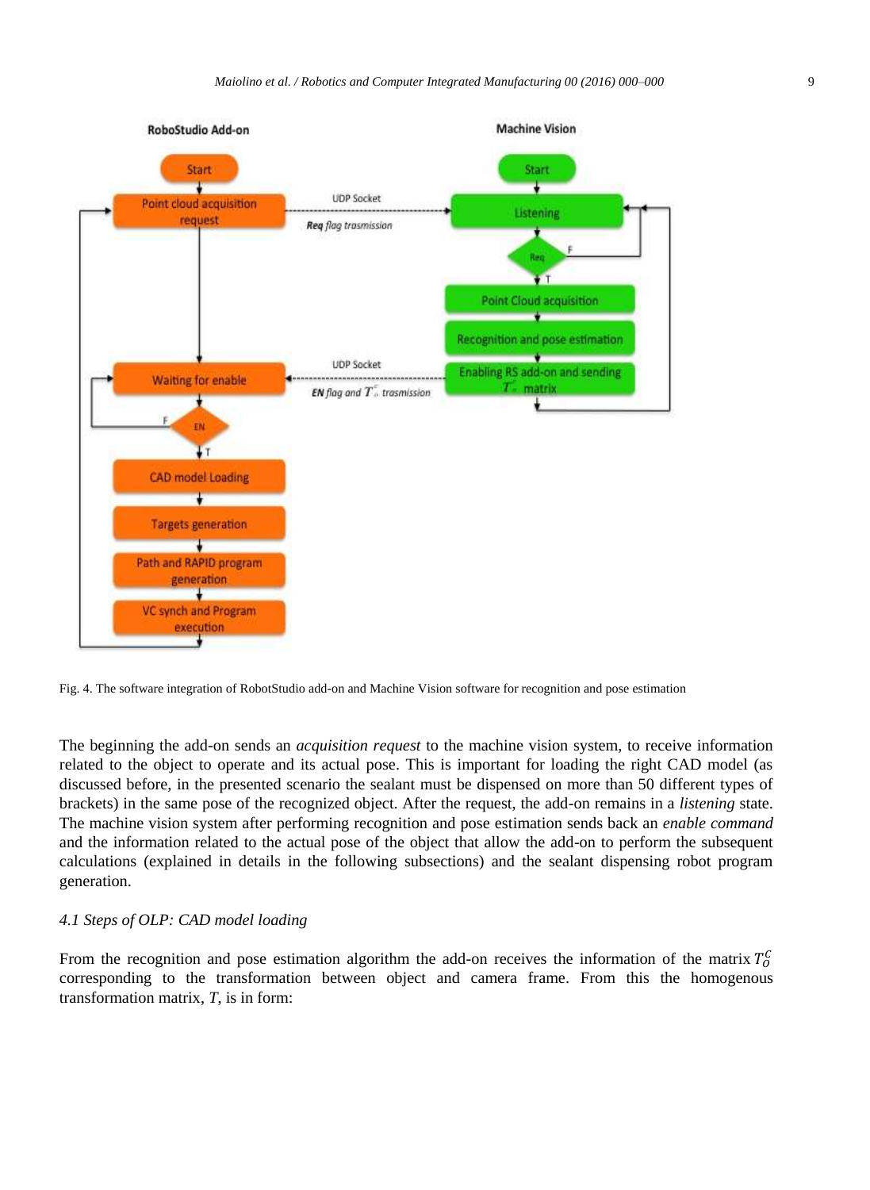Fig. 4. The software integration of RobotStudio add-on and Machine Vision software for recognition and pose estimation

The beginning the add-on sends an *acquisition request* to the machine vision system, to receive information related to the object to operate and its actual pose. This is important for loading the right CAD model (as discussed before, in the presented scenario the sealant must be dispensed on more than 50 different types of brackets) in the same pose of the recognized object. After the request, the add-on remains in a *listening* state. The machine vision system after performing recognition and pose estimation sends back an *enable command* and the information related to the actual pose of the object that allow the add-on to perform the subsequent calculations (explained in details in the following subsections) and the sealant dispensing robot program generation.

### *4.1 Steps of OLP: CAD model loading*

From the recognition and pose estimation algorithm the add-on receives the information of the matrix $T_O^C$ corresponding to the transformation between object and camera frame. From this the homogenous transformation matrix, *T*, is in form: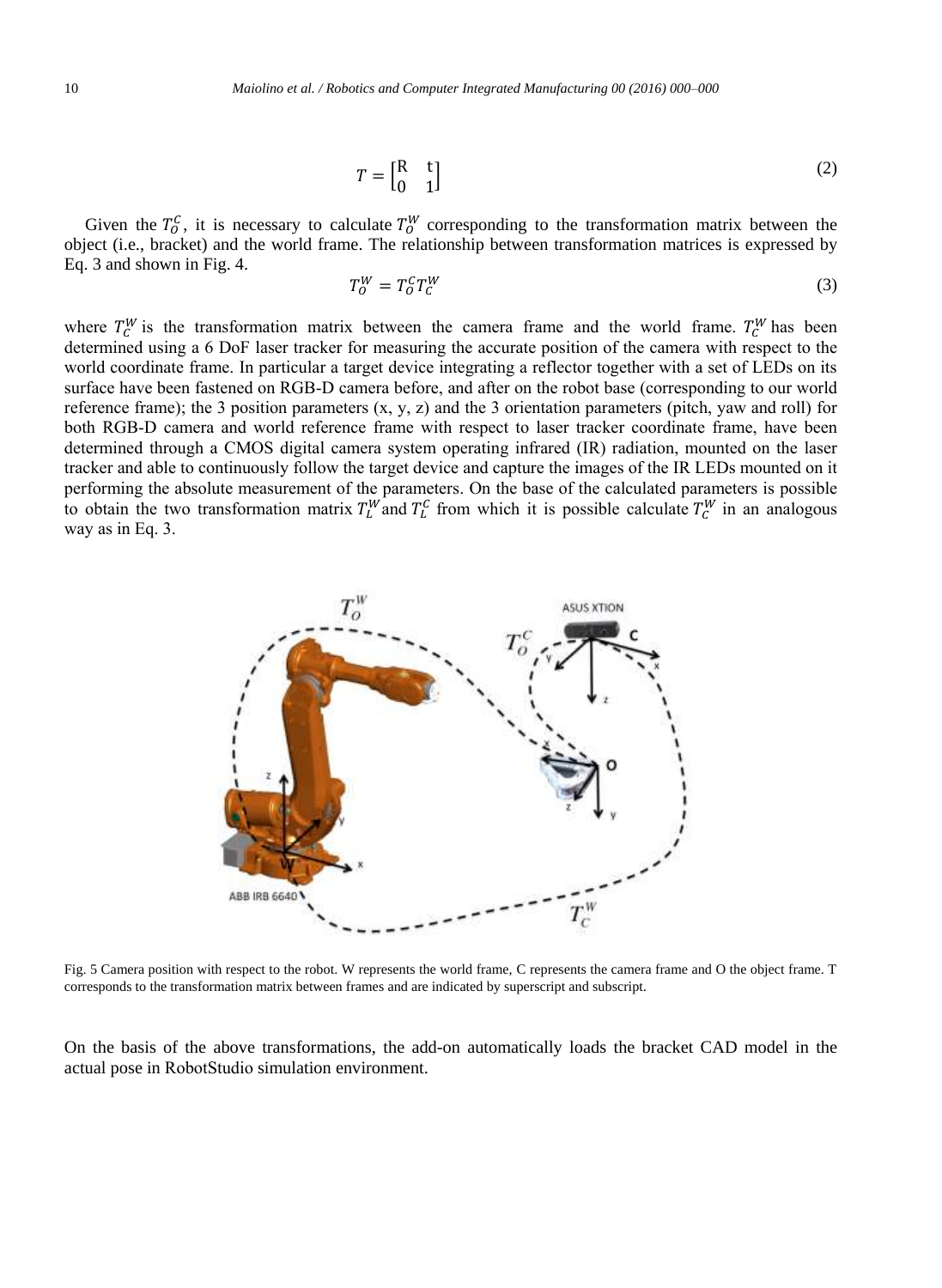$$T = \begin{bmatrix} R & t \\ 0 & 1 \end{bmatrix} \tag{2}$$

Given the $T_O^C$, it is necessary to calculate $T_O^W$ corresponding to the transformation matrix between the object (i.e., bracket) and the world frame. The relationship between transformation matrices is expressed by Eq. 3 and shown in Fig. 4.

$$T_O^W = T_O^C T_C^W \tag{3}$$

where $T_C^W$ is the transformation matrix between the camera frame and the world frame. $T_C^W$ has been determined using a 6 DoF laser tracker for measuring the accurate position of the camera with respect to the world coordinate frame. In particular a target device integrating a reflector together with a set of LEDs on its surface have been fastened on RGB-D camera before, and after on the robot base (corresponding to our world reference frame); the 3 position parameters (x, y, z) and the 3 orientation parameters (pitch, yaw and roll) for both RGB-D camera and world reference frame with respect to laser tracker coordinate frame, have been determined through a CMOS digital camera system operating infrared (IR) radiation, mounted on the laser tracker and able to continuously follow the target device and capture the images of the IR LEDs mounted on it performing the absolute measurement of the parameters. On the base of the calculated parameters is possible to obtain the two transformation matrix $T_L^W$ and $T_L^C$ from which it is possible calculate $T_C^W$ in an analogous way as in Eq. 3.

Fig. 5 Camera position with respect to the robot. W represents the world frame, C represents the camera frame and O the object frame. T corresponds to the transformation matrix between frames and are indicated by superscript and subscript.

On the basis of the above transformations, the add-on automatically loads the bracket CAD model in the actual pose in RobotStudio simulation environment.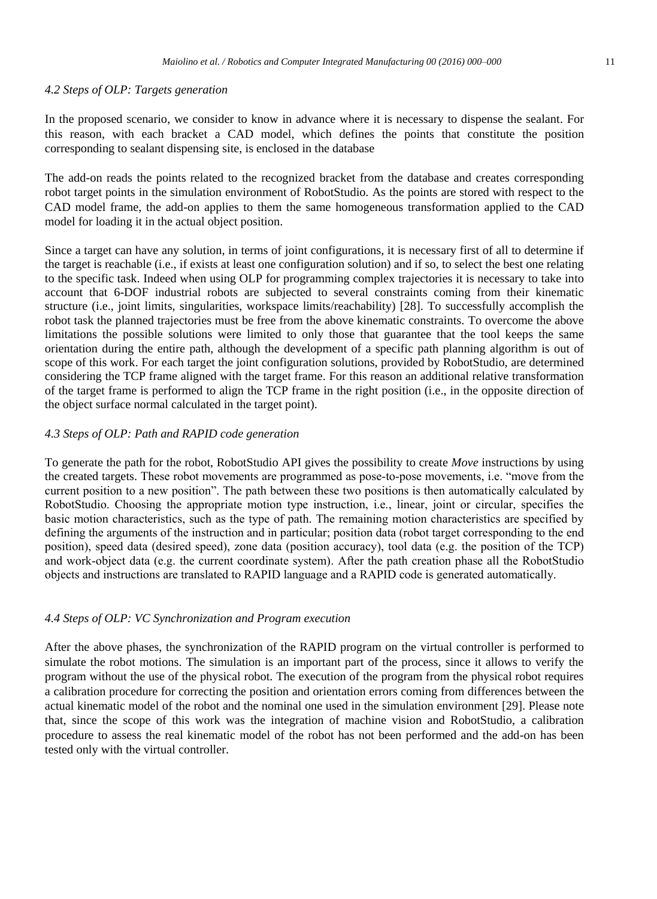### *4.2 Steps of OLP: Targets generation*

In the proposed scenario, we consider to know in advance where it is necessary to dispense the sealant. For this reason, with each bracket a CAD model, which defines the points that constitute the position corresponding to sealant dispensing site, is enclosed in the database

The add-on reads the points related to the recognized bracket from the database and creates corresponding robot target points in the simulation environment of RobotStudio. As the points are stored with respect to the CAD model frame, the add-on applies to them the same homogeneous transformation applied to the CAD model for loading it in the actual object position.

Since a target can have any solution, in terms of joint configurations, it is necessary first of all to determine if the target is reachable (i.e., if exists at least one configuration solution) and if so, to select the best one relating to the specific task. Indeed when using OLP for programming complex trajectories it is necessary to take into account that 6-DOF industrial robots are subjected to several constraints coming from their kinematic structure (i.e., joint limits, singularities, workspace limits/reachability) [28]. To successfully accomplish the robot task the planned trajectories must be free from the above kinematic constraints. To overcome the above limitations the possible solutions were limited to only those that guarantee that the tool keeps the same orientation during the entire path, although the development of a specific path planning algorithm is out of scope of this work. For each target the joint configuration solutions, provided by RobotStudio, are determined considering the TCP frame aligned with the target frame. For this reason an additional relative transformation of the target frame is performed to align the TCP frame in the right position (i.e., in the opposite direction of the object surface normal calculated in the target point).

### *4.3 Steps of OLP: Path and RAPID code generation*

To generate the path for the robot, RobotStudio API gives the possibility to create *Move* instructions by using the created targets. These robot movements are programmed as pose-to-pose movements, i.e. "move from the current position to a new position". The path between these two positions is then automatically calculated by RobotStudio. Choosing the appropriate motion type instruction, i.e., linear, joint or circular, specifies the basic motion characteristics, such as the type of path. The remaining motion characteristics are specified by defining the arguments of the instruction and in particular; position data (robot target corresponding to the end position), speed data (desired speed), zone data (position accuracy), tool data (e.g. the position of the TCP) and work-object data (e.g. the current coordinate system). After the path creation phase all the RobotStudio objects and instructions are translated to RAPID language and a RAPID code is generated automatically.

### *4.4 Steps of OLP: VC Synchronization and Program execution*

After the above phases, the synchronization of the RAPID program on the virtual controller is performed to simulate the robot motions. The simulation is an important part of the process, since it allows to verify the program without the use of the physical robot. The execution of the program from the physical robot requires a calibration procedure for correcting the position and orientation errors coming from differences between the actual kinematic model of the robot and the nominal one used in the simulation environment [29]. Please note that, since the scope of this work was the integration of machine vision and RobotStudio, a calibration procedure to assess the real kinematic model of the robot has not been performed and the add-on has been tested only with the virtual controller.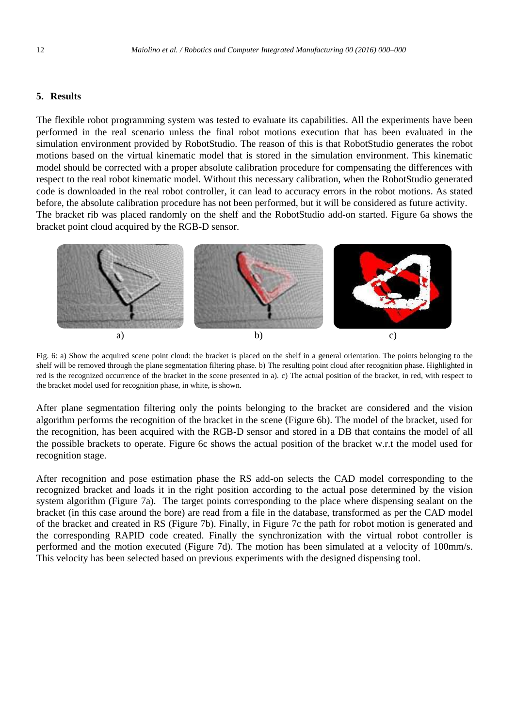## 5. Results

The flexible robot programming system was tested to evaluate its capabilities. All the experiments have been performed in the real scenario unless the final robot motions execution that has been evaluated in the simulation environment provided by RobotStudio. The reason of this is that RobotStudio generates the robot motions based on the virtual kinematic model that is stored in the simulation environment. This kinematic model should be corrected with a proper absolute calibration procedure for compensating the differences with respect to the real robot kinematic model. Without this necessary calibration, when the RobotStudio generated code is downloaded in the real robot controller, it can lead to accuracy errors in the robot motions. As stated before, the absolute calibration procedure has not been performed, but it will be considered as future activity.
The bracket rib was placed randomly on the shelf and the RobotStudio add-on started. Figure 6a shows the bracket point cloud acquired by the RGB-D sensor.

Fig. 6: a) Show the acquired scene point cloud: the bracket is placed on the shelf in a general orientation. The points belonging to the shelf will be removed through the plane segmentation filtering phase. b) The resulting point cloud after recognition phase. Highlighted in red is the recognized occurrence of the bracket in the scene presented in a). c) The actual position of the bracket, in red, with respect to the bracket model used for recognition phase, in white, is shown.

After plane segmentation filtering only the points belonging to the bracket are considered and the vision algorithm performs the recognition of the bracket in the scene (Figure 6b). The model of the bracket, used for the recognition, has been acquired with the RGB-D sensor and stored in a DB that contains the model of all the possible brackets to operate. Figure 6c shows the actual position of the bracket w.r.t the model used for recognition stage.

After recognition and pose estimation phase the RS add-on selects the CAD model corresponding to the recognized bracket and loads it in the right position according to the actual pose determined by the vision system algorithm (Figure 7a). The target points corresponding to the place where dispensing sealant on the bracket (in this case around the bore) are read from a file in the database, transformed as per the CAD model of the bracket and created in RS (Figure 7b). Finally, in Figure 7c the path for robot motion is generated and the corresponding RAPID code created. Finally the synchronization with the virtual robot controller is performed and the motion executed (Figure 7d). The motion has been simulated at a velocity of 100mm/s. This velocity has been selected based on previous experiments with the designed dispensing tool.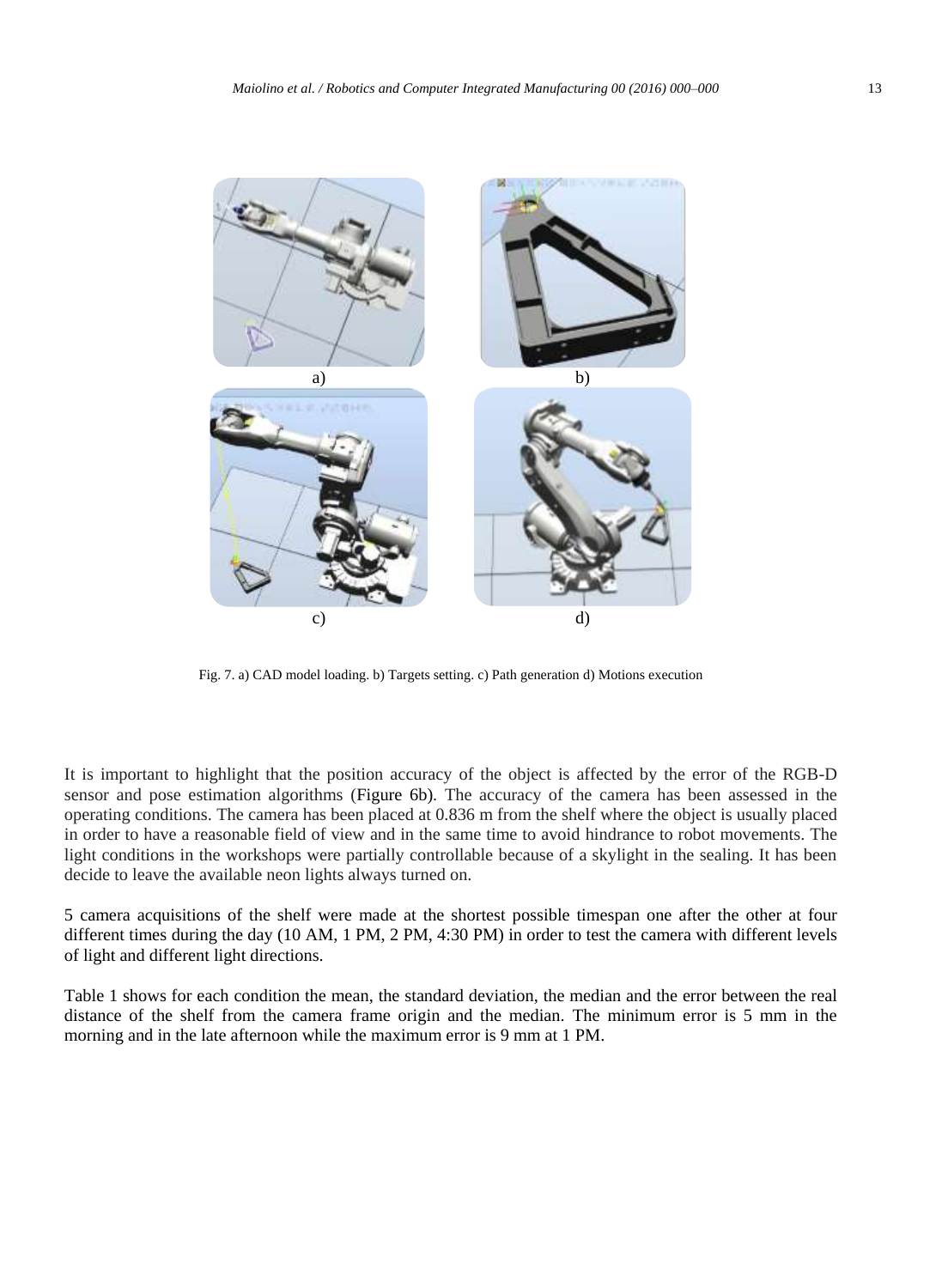Fig. 7. a) CAD model loading. b) Targets setting. c) Path generation d) Motions execution

It is important to highlight that the position accuracy of the object is affected by the error of the RGB-D sensor and pose estimation algorithms (Figure 6b). The accuracy of the camera has been assessed in the operating conditions. The camera has been placed at 0.836 m from the shelf where the object is usually placed in order to have a reasonable field of view and in the same time to avoid hindrance to robot movements. The light conditions in the workshops were partially controllable because of a skylight in the sealing. It has been decide to leave the available neon lights always turned on.

5 camera acquisitions of the shelf were made at the shortest possible timespan one after the other at four different times during the day (10 AM, 1 PM, 2 PM, 4:30 PM) in order to test the camera with different levels of light and different light directions.

Table 1 shows for each condition the mean, the standard deviation, the median and the error between the real distance of the shelf from the camera frame origin and the median. The minimum error is 5 mm in the morning and in the late afternoon while the maximum error is 9 mm at 1 PM.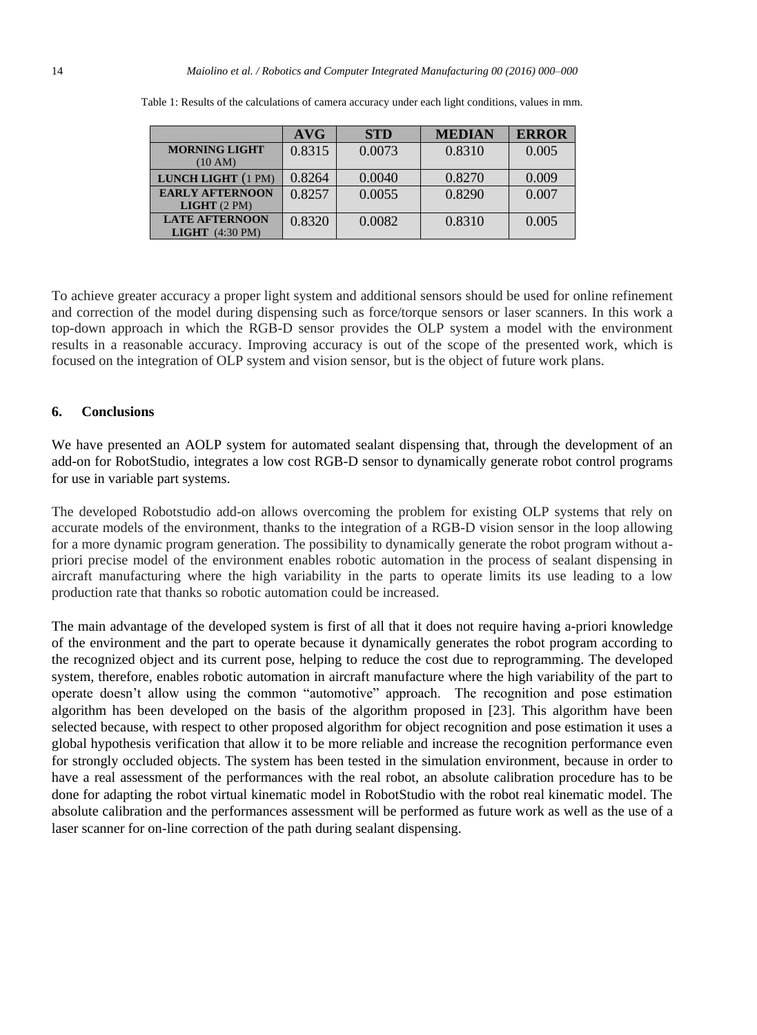Table 1: Results of the calculations of camera accuracy under each light conditions, values in mm.

| | AVG | STD | MEDIAN | ERROR |
|---|---|---|---|---|
| **MORNING LIGHT** (10 AM) | 0.8315 | 0.0073 | 0.8310 | 0.005 |
| **LUNCH LIGHT** (1 PM) | 0.8264 | 0.0040 | 0.8270 | 0.009 |
| **EARLY AFTERNOON LIGHT** (2 PM) | 0.8257 | 0.0055 | 0.8290 | 0.007 |
| **LATE AFTERNOON LIGHT** (4:30 PM) | 0.8320 | 0.0082 | 0.8310 | 0.005 |

To achieve greater accuracy a proper light system and additional sensors should be used for online refinement and correction of the model during dispensing such as force/torque sensors or laser scanners. In this work a top-down approach in which the RGB-D sensor provides the OLP system a model with the environment results in a reasonable accuracy. Improving accuracy is out of the scope of the presented work, which is focused on the integration of OLP system and vision sensor, but is the object of future work plans.

## 6. Conclusions

We have presented an AOLP system for automated sealant dispensing that, through the development of an add-on for RobotStudio, integrates a low cost RGB-D sensor to dynamically generate robot control programs for use in variable part systems.

The developed Robotstudio add-on allows overcoming the problem for existing OLP systems that rely on accurate models of the environment, thanks to the integration of a RGB-D vision sensor in the loop allowing for a more dynamic program generation. The possibility to dynamically generate the robot program without a-priori precise model of the environment enables robotic automation in the process of sealant dispensing in aircraft manufacturing where the high variability in the parts to operate limits its use leading to a low production rate that thanks so robotic automation could be increased.

The main advantage of the developed system is first of all that it does not require having a-priori knowledge of the environment and the part to operate because it dynamically generates the robot program according to the recognized object and its current pose, helping to reduce the cost due to reprogramming. The developed system, therefore, enables robotic automation in aircraft manufacture where the high variability of the part to operate doesn't allow using the common "automotive" approach. The recognition and pose estimation algorithm has been developed on the basis of the algorithm proposed in [23]. This algorithm have been selected because, with respect to other proposed algorithm for object recognition and pose estimation it uses a global hypothesis verification that allow it to be more reliable and increase the recognition performance even for strongly occluded objects. The system has been tested in the simulation environment, because in order to have a real assessment of the performances with the real robot, an absolute calibration procedure has to be done for adapting the robot virtual kinematic model in RobotStudio with the robot real kinematic model. The absolute calibration and the performances assessment will be performed as future work as well as the use of a laser scanner for on-line correction of the path during sealant dispensing.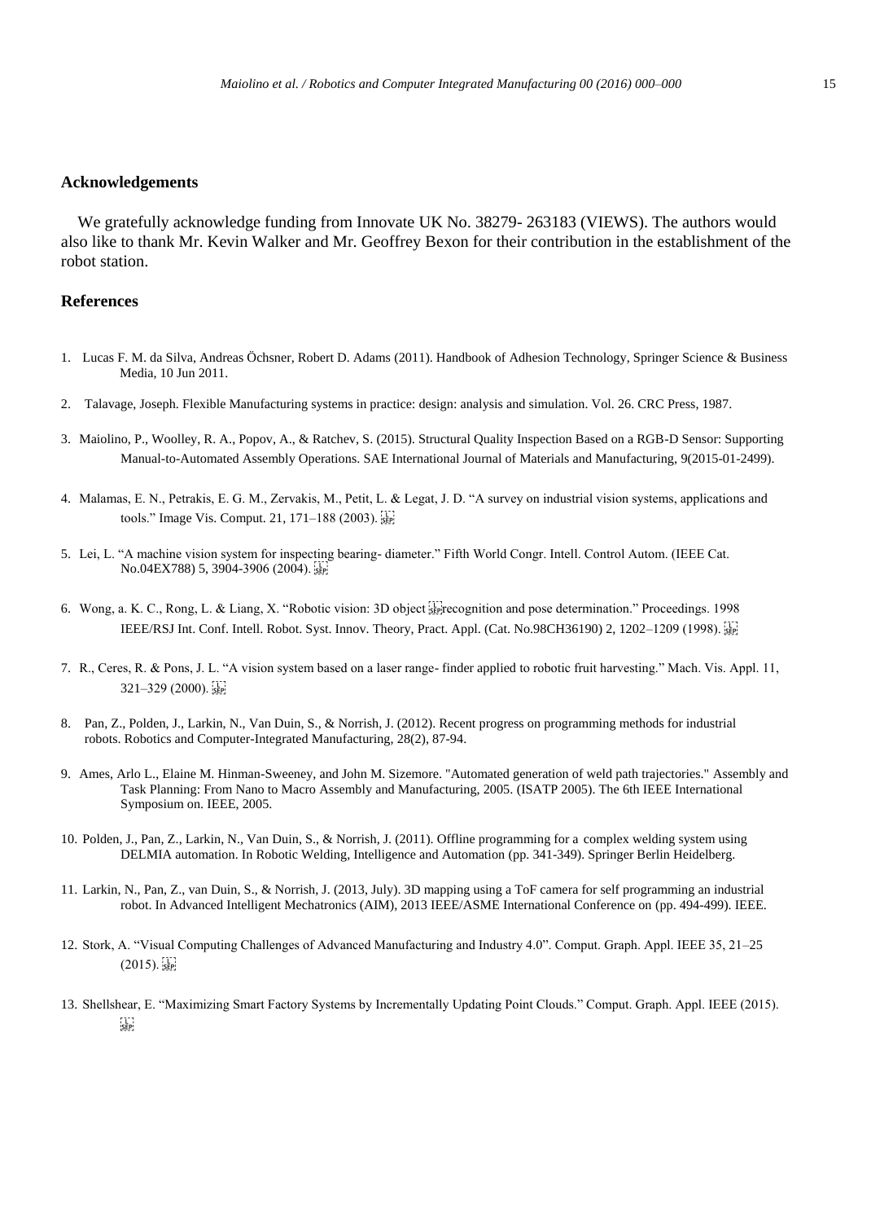## Acknowledgements

We gratefully acknowledge funding from Innovate UK No. 38279- 263183 (VIEWS). The authors would also like to thank Mr. Kevin Walker and Mr. Geoffrey Bexon for their contribution in the establishment of the robot station.

## References

1. Lucas F. M. da Silva, Andreas Öchsner, Robert D. Adams (2011). Handbook of Adhesion Technology, Springer Science & Business Media, 10 Jun 2011.
2. Talavage, Joseph. Flexible Manufacturing systems in practice: design: analysis and simulation. Vol. 26. CRC Press, 1987.
3. Maiolino, P., Woolley, R. A., Popov, A., & Ratchev, S. (2015). Structural Quality Inspection Based on a RGB-D Sensor: Supporting Manual-to-Automated Assembly Operations. SAE International Journal of Materials and Manufacturing, 9(2015-01-2499).
4. Malamas, E. N., Petrakis, E. G. M., Zervakis, M., Petit, L. & Legat, J. D. "A survey on industrial vision systems, applications and tools." Image Vis. Comput. 21, 171–188 (2003).
5. Lei, L. "A machine vision system for inspecting bearing- diameter." Fifth World Congr. Intell. Control Autom. (IEEE Cat. No.04EX788) 5, 3904-3906 (2004).
6. Wong, a. K. C., Rong, L. & Liang, X. "Robotic vision: 3D object recognition and pose determination." Proceedings. 1998 IEEE/RSJ Int. Conf. Intell. Robot. Syst. Innov. Theory, Pract. Appl. (Cat. No.98CH36190) 2, 1202–1209 (1998).
7. R., Ceres, R. & Pons, J. L. "A vision system based on a laser range- finder applied to robotic fruit harvesting." Mach. Vis. Appl. 11, 321–329 (2000).
8. Pan, Z., Polden, J., Larkin, N., Van Duin, S., & Norrish, J. (2012). Recent progress on programming methods for industrial robots. Robotics and Computer-Integrated Manufacturing, 28(2), 87-94.
9. Ames, Arlo L., Elaine M. Hinman-Sweeney, and John M. Sizemore. "Automated generation of weld path trajectories." Assembly and Task Planning: From Nano to Macro Assembly and Manufacturing, 2005. (ISATP 2005). The 6th IEEE International Symposium on. IEEE, 2005.
10. Polden, J., Pan, Z., Larkin, N., Van Duin, S., & Norrish, J. (2011). Offline programming for a complex welding system using DELMIA automation. In Robotic Welding, Intelligence and Automation (pp. 341-349). Springer Berlin Heidelberg.
11. Larkin, N., Pan, Z., van Duin, S., & Norrish, J. (2013, July). 3D mapping using a ToF camera for self programming an industrial robot. In Advanced Intelligent Mechatronics (AIM), 2013 IEEE/ASME International Conference on (pp. 494-499). IEEE.
12. Stork, A. "Visual Computing Challenges of Advanced Manufacturing and Industry 4.0". Comput. Graph. Appl. IEEE 35, 21–25 (2015).
13. Shellshear, E. "Maximizing Smart Factory Systems by Incrementally Updating Point Clouds." Comput. Graph. Appl. IEEE (2015).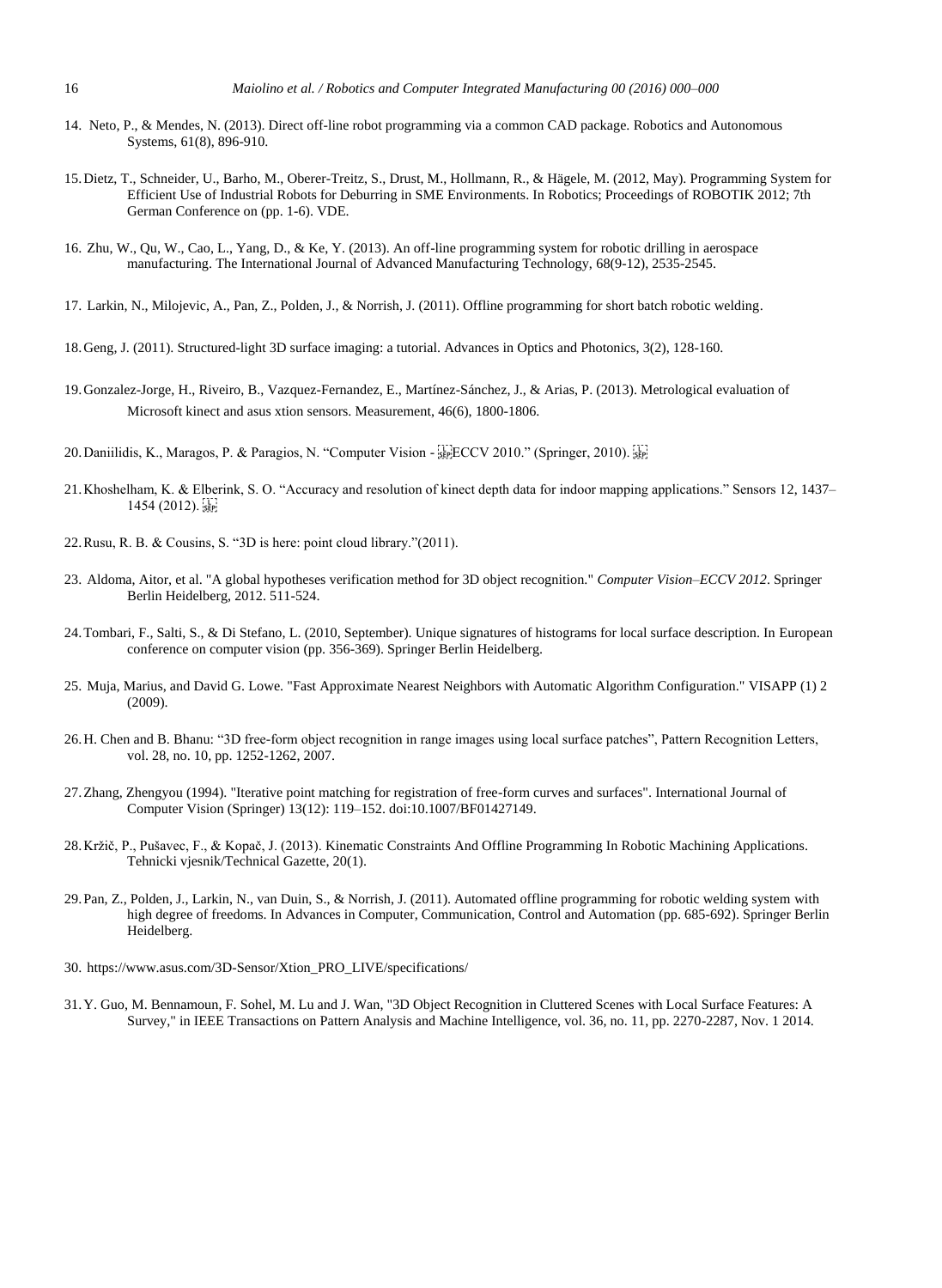14. Neto, P., & Mendes, N. (2013). Direct off-line robot programming via a common CAD package. Robotics and Autonomous Systems, 61(8), 896-910.

15. Dietz, T., Schneider, U., Barho, M., Oberer-Treitz, S., Drust, M., Hollmann, R., & Hägele, M. (2012, May). Programming System for Efficient Use of Industrial Robots for Deburring in SME Environments. In Robotics; Proceedings of ROBOTIK 2012; 7th German Conference on (pp. 1-6). VDE.

16. Zhu, W., Qu, W., Cao, L., Yang, D., & Ke, Y. (2013). An off-line programming system for robotic drilling in aerospace manufacturing. The International Journal of Advanced Manufacturing Technology, 68(9-12), 2535-2545.

17. Larkin, N., Milojevic, A., Pan, Z., Polden, J., & Norrish, J. (2011). Offline programming for short batch robotic welding.

18. Geng, J. (2011). Structured-light 3D surface imaging: a tutorial. Advances in Optics and Photonics, 3(2), 128-160.

19. Gonzalez-Jorge, H., Riveiro, B., Vazquez-Fernandez, E., Martínez-Sánchez, J., & Arias, P. (2013). Metrological evaluation of Microsoft kinect and asus xtion sensors. Measurement, 46(6), 1800-1806.

20. Daniilidis, K., Maragos, P. & Paragios, N. "Computer Vision - ECCV 2010." (Springer, 2010).

21. Khoshelham, K. & Elberink, S. O. "Accuracy and resolution of kinect depth data for indoor mapping applications." Sensors 12, 1437–1454 (2012).

22. Rusu, R. B. & Cousins, S. "3D is here: point cloud library."(2011).

23. Aldoma, Aitor, et al. "A global hypotheses verification method for 3D object recognition." *Computer Vision–ECCV 2012*. Springer Berlin Heidelberg, 2012. 511-524.

24. Tombari, F., Salti, S., & Di Stefano, L. (2010, September). Unique signatures of histograms for local surface description. In European conference on computer vision (pp. 356-369). Springer Berlin Heidelberg.

25. Muja, Marius, and David G. Lowe. "Fast Approximate Nearest Neighbors with Automatic Algorithm Configuration." VISAPP (1) 2 (2009).

26. H. Chen and B. Bhanu: "3D free-form object recognition in range images using local surface patches", Pattern Recognition Letters, vol. 28, no. 10, pp. 1252-1262, 2007.

27. Zhang, Zhengyou (1994). "Iterative point matching for registration of free-form curves and surfaces". International Journal of Computer Vision (Springer) 13(12): 119–152. doi:10.1007/BF01427149.

28. Kržič, P., Pušavec, F., & Kopač, J. (2013). Kinematic Constraints And Offline Programming In Robotic Machining Applications. Tehnicki vjesnik/Technical Gazette, 20(1).

29. Pan, Z., Polden, J., Larkin, N., van Duin, S., & Norrish, J. (2011). Automated offline programming for robotic welding system with high degree of freedoms. In Advances in Computer, Communication, Control and Automation (pp. 685-692). Springer Berlin Heidelberg.

30. https://www.asus.com/3D-Sensor/Xtion_PRO_LIVE/specifications/

31. Y. Guo, M. Bennamoun, F. Sohel, M. Lu and J. Wan, "3D Object Recognition in Cluttered Scenes with Local Surface Features: A Survey," in IEEE Transactions on Pattern Analysis and Machine Intelligence, vol. 36, no. 11, pp. 2270-2287, Nov. 1 2014.